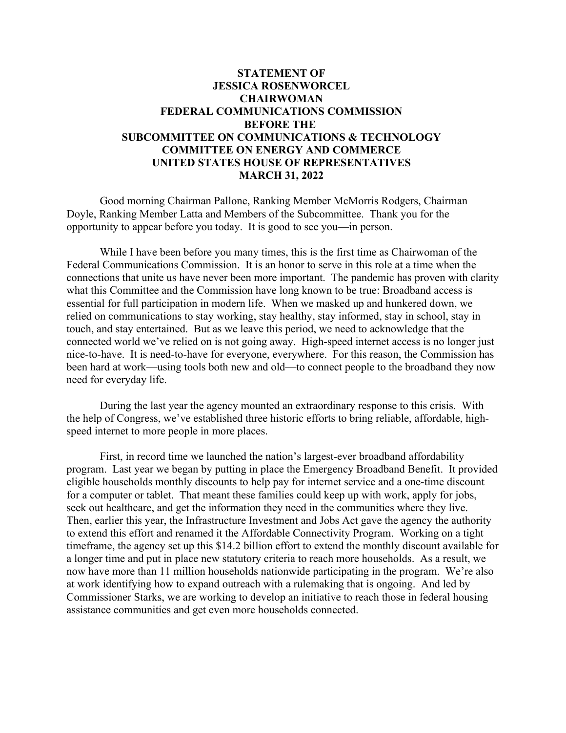**STATEMENT OF**
**JESSICA ROSENWORCEL**
**CHAIRWOMAN**
**FEDERAL COMMUNICATIONS COMMISSION**
**BEFORE THE**
**SUBCOMMITTEE ON COMMUNICATIONS & TECHNOLOGY**
**COMMITTEE ON ENERGY AND COMMERCE**
**UNITED STATES HOUSE OF REPRESENTATIVES**
**MARCH 31, 2022**

Good morning Chairman Pallone, Ranking Member McMorris Rodgers, Chairman Doyle, Ranking Member Latta and Members of the Subcommittee. Thank you for the opportunity to appear before you today. It is good to see you—in person.

While I have been before you many times, this is the first time as Chairwoman of the Federal Communications Commission. It is an honor to serve in this role at a time when the connections that unite us have never been more important. The pandemic has proven with clarity what this Committee and the Commission have long known to be true: Broadband access is essential for full participation in modern life. When we masked up and hunkered down, we relied on communications to stay working, stay healthy, stay informed, stay in school, stay in touch, and stay entertained. But as we leave this period, we need to acknowledge that the connected world we've relied on is not going away. High-speed internet access is no longer just nice-to-have. It is need-to-have for everyone, everywhere. For this reason, the Commission has been hard at work—using tools both new and old—to connect people to the broadband they now need for everyday life.

During the last year the agency mounted an extraordinary response to this crisis. With the help of Congress, we've established three historic efforts to bring reliable, affordable, high-speed internet to more people in more places.

First, in record time we launched the nation's largest-ever broadband affordability program. Last year we began by putting in place the Emergency Broadband Benefit. It provided eligible households monthly discounts to help pay for internet service and a one-time discount for a computer or tablet. That meant these families could keep up with work, apply for jobs, seek out healthcare, and get the information they need in the communities where they live. Then, earlier this year, the Infrastructure Investment and Jobs Act gave the agency the authority to extend this effort and renamed it the Affordable Connectivity Program. Working on a tight timeframe, the agency set up this $14.2 billion effort to extend the monthly discount available for a longer time and put in place new statutory criteria to reach more households. As a result, we now have more than 11 million households nationwide participating in the program. We're also at work identifying how to expand outreach with a rulemaking that is ongoing. And led by Commissioner Starks, we are working to develop an initiative to reach those in federal housing assistance communities and get even more households connected.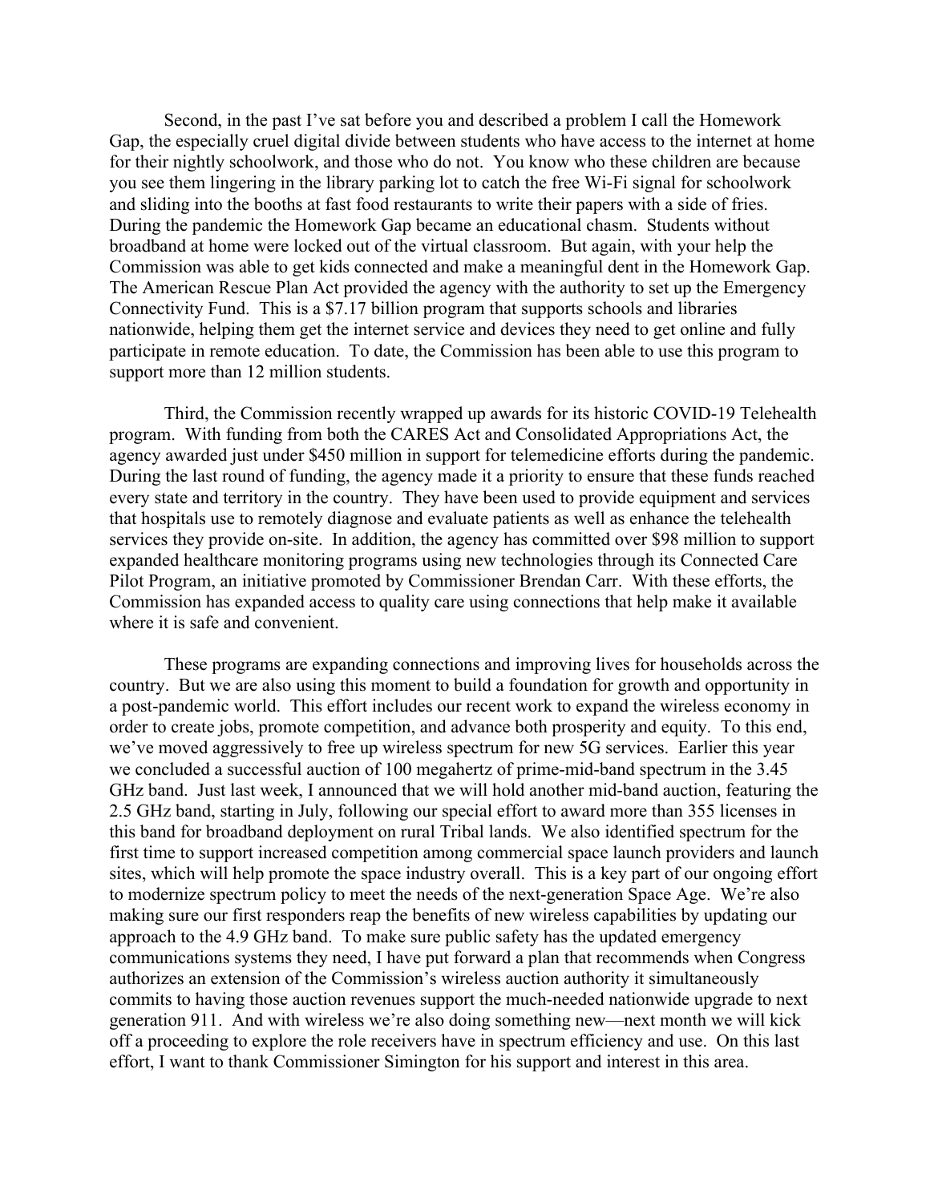Second, in the past I've sat before you and described a problem I call the Homework Gap, the especially cruel digital divide between students who have access to the internet at home for their nightly schoolwork, and those who do not. You know who these children are because you see them lingering in the library parking lot to catch the free Wi-Fi signal for schoolwork and sliding into the booths at fast food restaurants to write their papers with a side of fries. During the pandemic the Homework Gap became an educational chasm. Students without broadband at home were locked out of the virtual classroom. But again, with your help the Commission was able to get kids connected and make a meaningful dent in the Homework Gap. The American Rescue Plan Act provided the agency with the authority to set up the Emergency Connectivity Fund. This is a $7.17 billion program that supports schools and libraries nationwide, helping them get the internet service and devices they need to get online and fully participate in remote education. To date, the Commission has been able to use this program to support more than 12 million students.

Third, the Commission recently wrapped up awards for its historic COVID-19 Telehealth program. With funding from both the CARES Act and Consolidated Appropriations Act, the agency awarded just under $450 million in support for telemedicine efforts during the pandemic. During the last round of funding, the agency made it a priority to ensure that these funds reached every state and territory in the country. They have been used to provide equipment and services that hospitals use to remotely diagnose and evaluate patients as well as enhance the telehealth services they provide on-site. In addition, the agency has committed over $98 million to support expanded healthcare monitoring programs using new technologies through its Connected Care Pilot Program, an initiative promoted by Commissioner Brendan Carr. With these efforts, the Commission has expanded access to quality care using connections that help make it available where it is safe and convenient.

These programs are expanding connections and improving lives for households across the country. But we are also using this moment to build a foundation for growth and opportunity in a post-pandemic world. This effort includes our recent work to expand the wireless economy in order to create jobs, promote competition, and advance both prosperity and equity. To this end, we've moved aggressively to free up wireless spectrum for new 5G services. Earlier this year we concluded a successful auction of 100 megahertz of prime-mid-band spectrum in the 3.45 GHz band. Just last week, I announced that we will hold another mid-band auction, featuring the 2.5 GHz band, starting in July, following our special effort to award more than 355 licenses in this band for broadband deployment on rural Tribal lands. We also identified spectrum for the first time to support increased competition among commercial space launch providers and launch sites, which will help promote the space industry overall. This is a key part of our ongoing effort to modernize spectrum policy to meet the needs of the next-generation Space Age. We're also making sure our first responders reap the benefits of new wireless capabilities by updating our approach to the 4.9 GHz band. To make sure public safety has the updated emergency communications systems they need, I have put forward a plan that recommends when Congress authorizes an extension of the Commission's wireless auction authority it simultaneously commits to having those auction revenues support the much-needed nationwide upgrade to next generation 911. And with wireless we're also doing something new—next month we will kick off a proceeding to explore the role receivers have in spectrum efficiency and use. On this last effort, I want to thank Commissioner Simington for his support and interest in this area.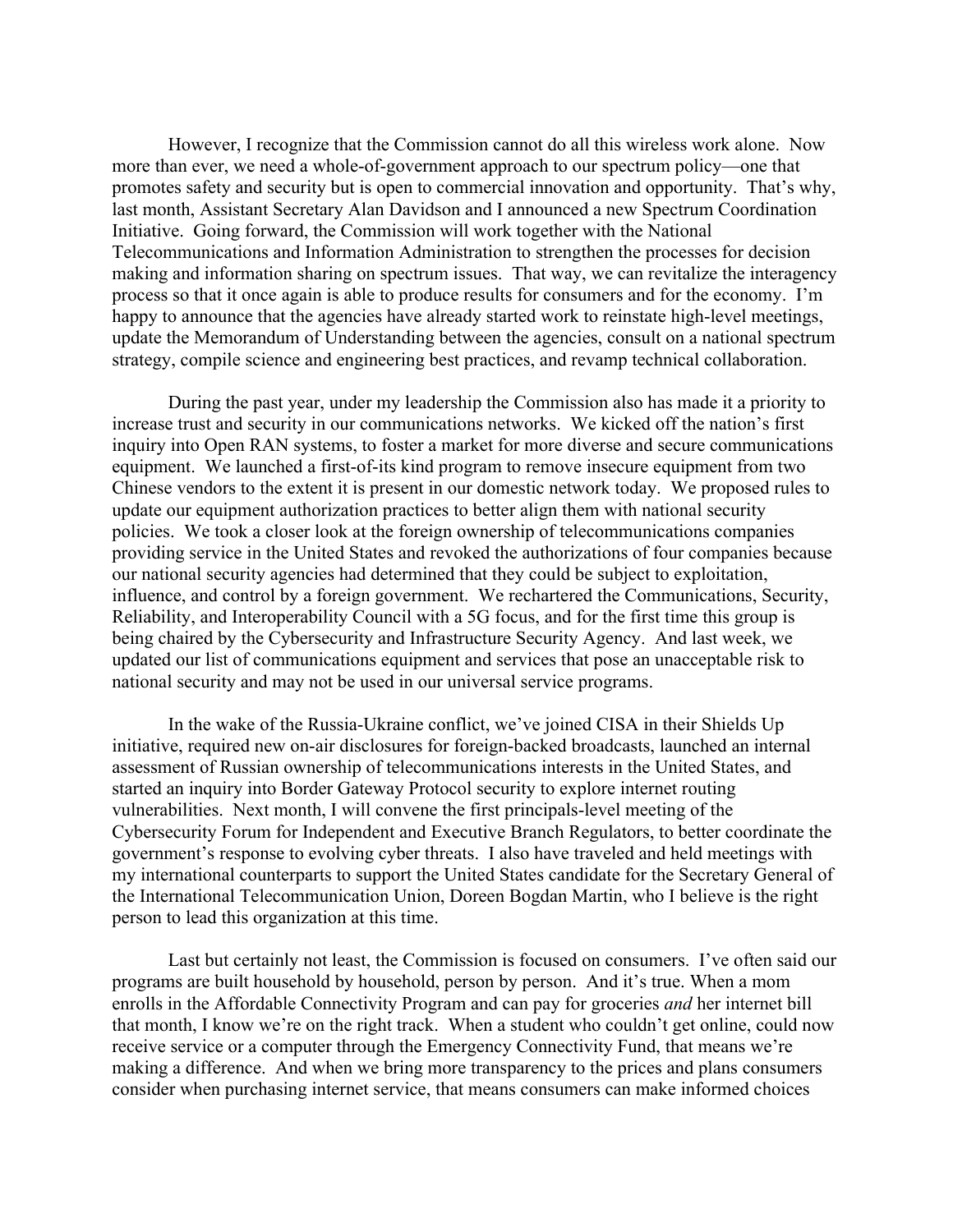However, I recognize that the Commission cannot do all this wireless work alone. Now more than ever, we need a whole-of-government approach to our spectrum policy—one that promotes safety and security but is open to commercial innovation and opportunity. That's why, last month, Assistant Secretary Alan Davidson and I announced a new Spectrum Coordination Initiative. Going forward, the Commission will work together with the National Telecommunications and Information Administration to strengthen the processes for decision making and information sharing on spectrum issues. That way, we can revitalize the interagency process so that it once again is able to produce results for consumers and for the economy. I'm happy to announce that the agencies have already started work to reinstate high-level meetings, update the Memorandum of Understanding between the agencies, consult on a national spectrum strategy, compile science and engineering best practices, and revamp technical collaboration.

During the past year, under my leadership the Commission also has made it a priority to increase trust and security in our communications networks. We kicked off the nation's first inquiry into Open RAN systems, to foster a market for more diverse and secure communications equipment. We launched a first-of-its kind program to remove insecure equipment from two Chinese vendors to the extent it is present in our domestic network today. We proposed rules to update our equipment authorization practices to better align them with national security policies. We took a closer look at the foreign ownership of telecommunications companies providing service in the United States and revoked the authorizations of four companies because our national security agencies had determined that they could be subject to exploitation, influence, and control by a foreign government. We rechartered the Communications, Security, Reliability, and Interoperability Council with a 5G focus, and for the first time this group is being chaired by the Cybersecurity and Infrastructure Security Agency. And last week, we updated our list of communications equipment and services that pose an unacceptable risk to national security and may not be used in our universal service programs.

In the wake of the Russia-Ukraine conflict, we've joined CISA in their Shields Up initiative, required new on-air disclosures for foreign-backed broadcasts, launched an internal assessment of Russian ownership of telecommunications interests in the United States, and started an inquiry into Border Gateway Protocol security to explore internet routing vulnerabilities. Next month, I will convene the first principals-level meeting of the Cybersecurity Forum for Independent and Executive Branch Regulators, to better coordinate the government's response to evolving cyber threats. I also have traveled and held meetings with my international counterparts to support the United States candidate for the Secretary General of the International Telecommunication Union, Doreen Bogdan Martin, who I believe is the right person to lead this organization at this time.

Last but certainly not least, the Commission is focused on consumers. I've often said our programs are built household by household, person by person. And it's true. When a mom enrolls in the Affordable Connectivity Program and can pay for groceries *and* her internet bill that month, I know we're on the right track. When a student who couldn't get online, could now receive service or a computer through the Emergency Connectivity Fund, that means we're making a difference. And when we bring more transparency to the prices and plans consumers consider when purchasing internet service, that means consumers can make informed choices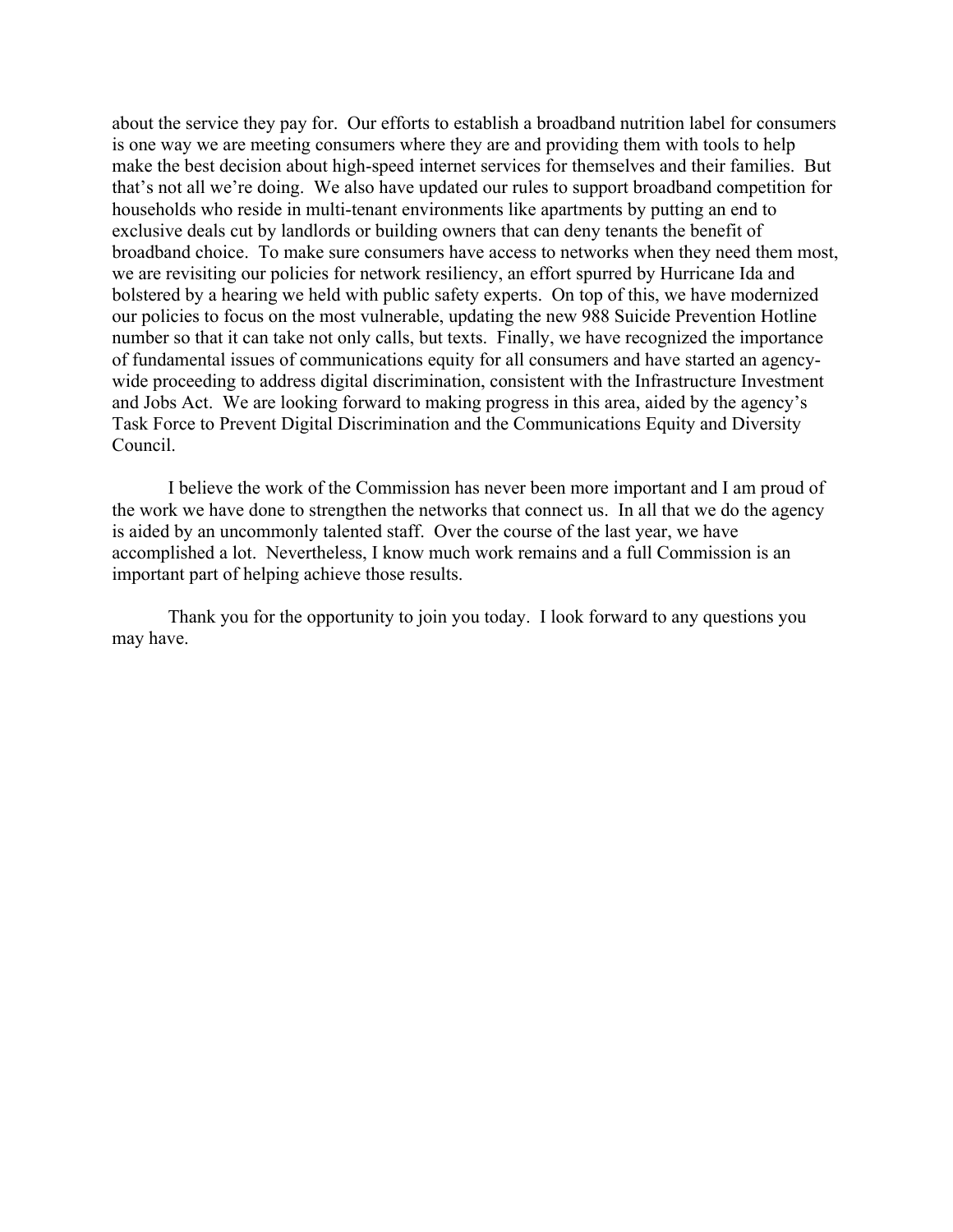about the service they pay for. Our efforts to establish a broadband nutrition label for consumers is one way we are meeting consumers where they are and providing them with tools to help make the best decision about high-speed internet services for themselves and their families. But that's not all we're doing. We also have updated our rules to support broadband competition for households who reside in multi-tenant environments like apartments by putting an end to exclusive deals cut by landlords or building owners that can deny tenants the benefit of broadband choice. To make sure consumers have access to networks when they need them most, we are revisiting our policies for network resiliency, an effort spurred by Hurricane Ida and bolstered by a hearing we held with public safety experts. On top of this, we have modernized our policies to focus on the most vulnerable, updating the new 988 Suicide Prevention Hotline number so that it can take not only calls, but texts. Finally, we have recognized the importance of fundamental issues of communications equity for all consumers and have started an agency-wide proceeding to address digital discrimination, consistent with the Infrastructure Investment and Jobs Act. We are looking forward to making progress in this area, aided by the agency's Task Force to Prevent Digital Discrimination and the Communications Equity and Diversity Council.

I believe the work of the Commission has never been more important and I am proud of the work we have done to strengthen the networks that connect us. In all that we do the agency is aided by an uncommonly talented staff. Over the course of the last year, we have accomplished a lot. Nevertheless, I know much work remains and a full Commission is an important part of helping achieve those results.

Thank you for the opportunity to join you today. I look forward to any questions you may have.